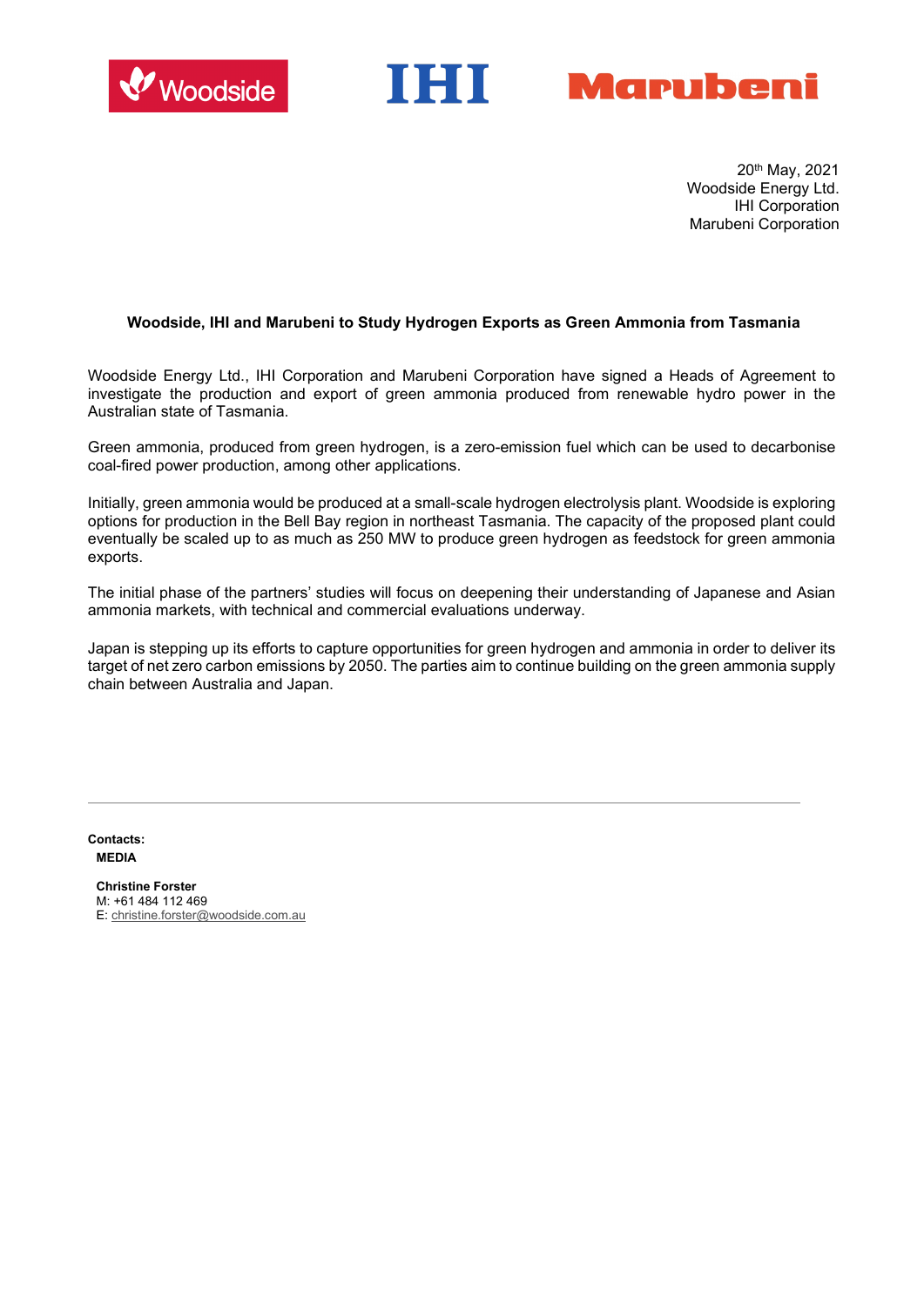20th May, 2021
Woodside Energy Ltd.
IHI Corporation
Marubeni Corporation

**Woodside, IHI and Marubeni to Study Hydrogen Exports as Green Ammonia from Tasmania**

Woodside Energy Ltd., IHI Corporation and Marubeni Corporation have signed a Heads of Agreement to investigate the production and export of green ammonia produced from renewable hydro power in the Australian state of Tasmania.

Green ammonia, produced from green hydrogen, is a zero-emission fuel which can be used to decarbonise coal-fired power production, among other applications.

Initially, green ammonia would be produced at a small-scale hydrogen electrolysis plant. Woodside is exploring options for production in the Bell Bay region in northeast Tasmania. The capacity of the proposed plant could eventually be scaled up to as much as 250 MW to produce green hydrogen as feedstock for green ammonia exports.

The initial phase of the partners' studies will focus on deepening their understanding of Japanese and Asian ammonia markets, with technical and commercial evaluations underway.

Japan is stepping up its efforts to capture opportunities for green hydrogen and ammonia in order to deliver its target of net zero carbon emissions by 2050. The parties aim to continue building on the green ammonia supply chain between Australia and Japan.

---

**Contacts:**
**MEDIA**

**Christine Forster**
M: +61 484 112 469
E: christine.forster@woodside.com.au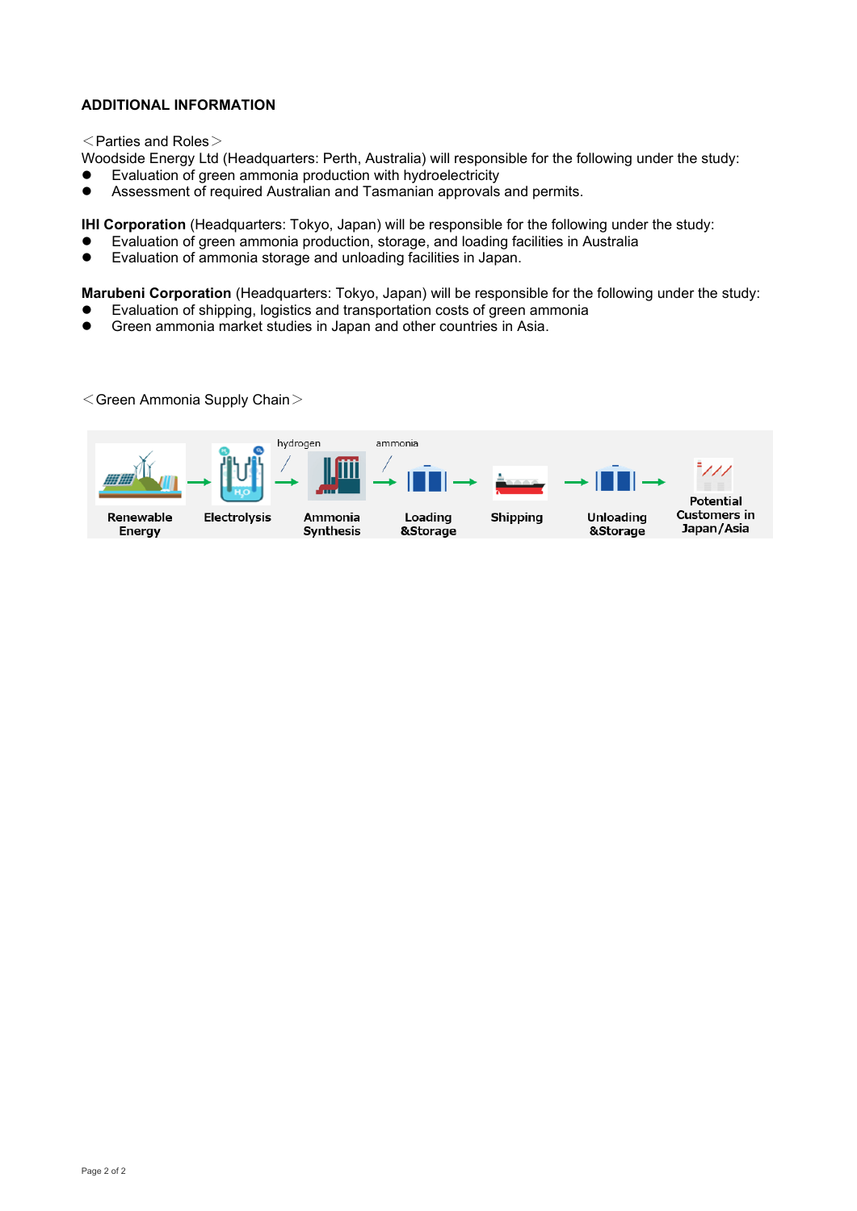## ADDITIONAL INFORMATION

＜Parties and Roles＞

Woodside Energy Ltd (Headquarters: Perth, Australia) will responsible for the following under the study:

- Evaluation of green ammonia production with hydroelectricity
- Assessment of required Australian and Tasmanian approvals and permits.

**IHI Corporation** (Headquarters: Tokyo, Japan) will be responsible for the following under the study:

- Evaluation of green ammonia production, storage, and loading facilities in Australia
- Evaluation of ammonia storage and unloading facilities in Japan.

**Marubeni Corporation** (Headquarters: Tokyo, Japan) will be responsible for the following under the study:

- Evaluation of shipping, logistics and transportation costs of green ammonia
- Green ammonia market studies in Japan and other countries in Asia.

＜Green Ammonia Supply Chain＞

hydrogen

ammonia

Renewable Energy

Electrolysis

Ammonia Synthesis

Loading &Storage

Shipping

Unloading &Storage

Potential Customers in Japan/Asia